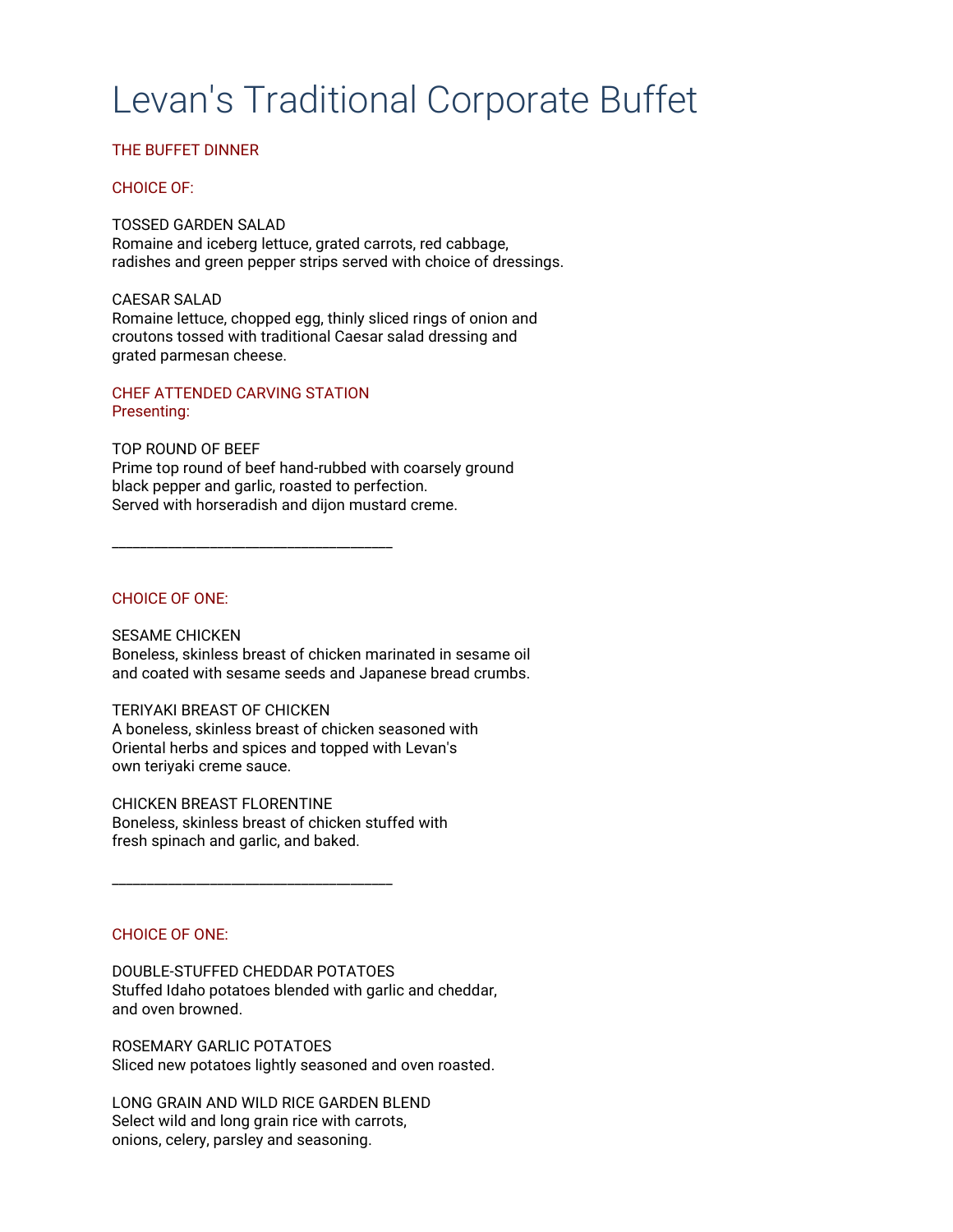# Levan's Traditional Corporate Buffet

## THE BUFFET DINNER

### CHOICE OF:

TOSSED GARDEN SALAD
Romaine and iceberg lettuce, grated carrots, red cabbage, radishes and green pepper strips served with choice of dressings.

CAESAR SALAD
Romaine lettuce, chopped egg, thinly sliced rings of onion and croutons tossed with traditional Caesar salad dressing and grated parmesan cheese.

### CHEF ATTENDED CARVING STATION
Presenting:

TOP ROUND OF BEEF
Prime top round of beef hand-rubbed with coarsely ground black pepper and garlic, roasted to perfection.
Served with horseradish and dijon mustard creme.

---

### CHOICE OF ONE:

SESAME CHICKEN
Boneless, skinless breast of chicken marinated in sesame oil and coated with sesame seeds and Japanese bread crumbs.

TERIYAKI BREAST OF CHICKEN
A boneless, skinless breast of chicken seasoned with Oriental herbs and spices and topped with Levan's own teriyaki creme sauce.

CHICKEN BREAST FLORENTINE
Boneless, skinless breast of chicken stuffed with fresh spinach and garlic, and baked.

---

### CHOICE OF ONE:

DOUBLE-STUFFED CHEDDAR POTATOES
Stuffed Idaho potatoes blended with garlic and cheddar, and oven browned.

ROSEMARY GARLIC POTATOES
Sliced new potatoes lightly seasoned and oven roasted.

LONG GRAIN AND WILD RICE GARDEN BLEND
Select wild and long grain rice with carrots, onions, celery, parsley and seasoning.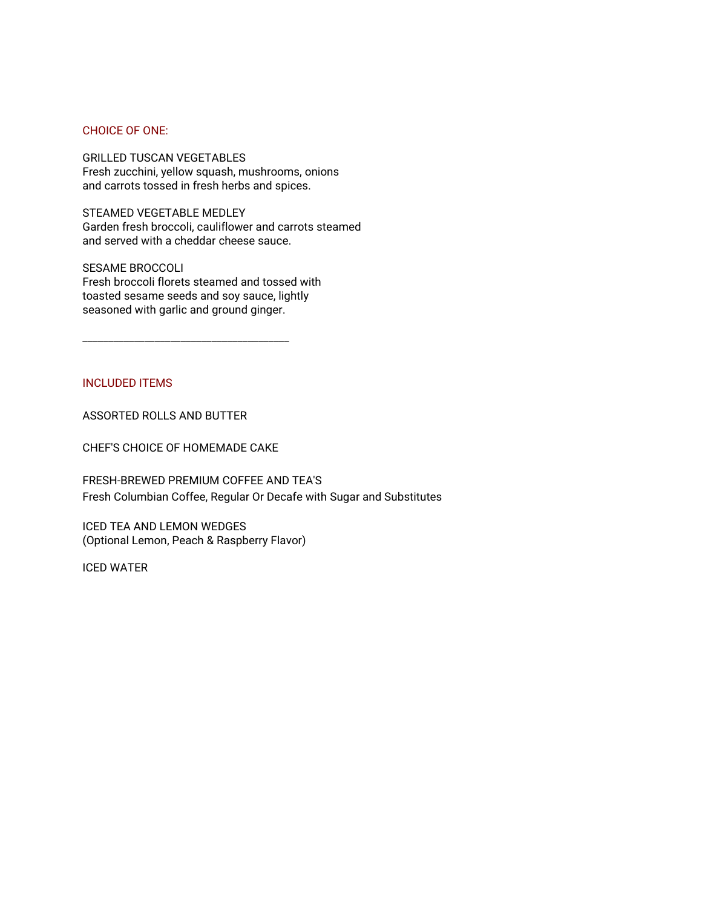## CHOICE OF ONE:

GRILLED TUSCAN VEGETABLES
Fresh zucchini, yellow squash, mushrooms, onions
and carrots tossed in fresh herbs and spices.

STEAMED VEGETABLE MEDLEY
Garden fresh broccoli, cauliflower and carrots steamed
and served with a cheddar cheese sauce.

SESAME BROCCOLI
Fresh broccoli florets steamed and tossed with
toasted sesame seeds and soy sauce, lightly
seasoned with garlic and ground ginger.

---

## INCLUDED ITEMS

ASSORTED ROLLS AND BUTTER

CHEF'S CHOICE OF HOMEMADE CAKE

FRESH-BREWED PREMIUM COFFEE AND TEA'S
Fresh Columbian Coffee, Regular Or Decafe with Sugar and Substitutes

ICED TEA AND LEMON WEDGES
(Optional Lemon, Peach & Raspberry Flavor)

ICED WATER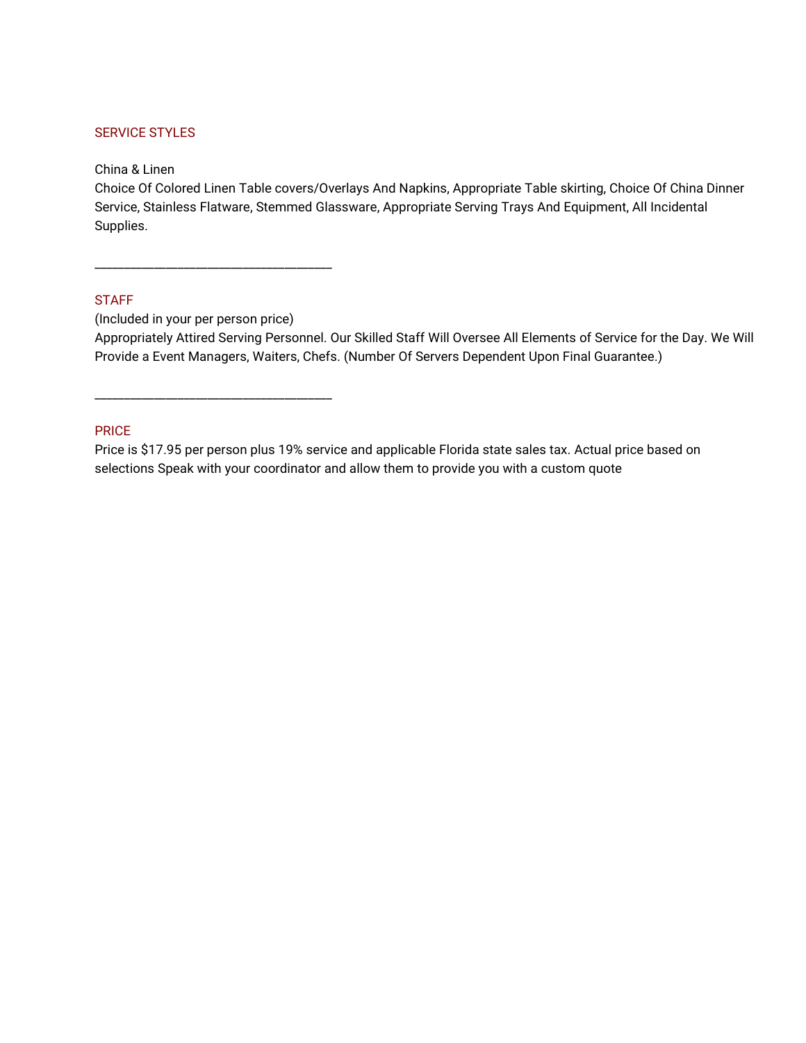## SERVICE STYLES

China & Linen
Choice Of Colored Linen Table covers/Overlays And Napkins, Appropriate Table skirting, Choice Of China Dinner Service, Stainless Flatware, Stemmed Glassware, Appropriate Serving Trays And Equipment, All Incidental Supplies.

---

## STAFF

(Included in your per person price)
Appropriately Attired Serving Personnel. Our Skilled Staff Will Oversee All Elements of Service for the Day. We Will Provide a Event Managers, Waiters, Chefs. (Number Of Servers Dependent Upon Final Guarantee.)

---

## PRICE

Price is $17.95 per person plus 19% service and applicable Florida state sales tax. Actual price based on selections Speak with your coordinator and allow them to provide you with a custom quote